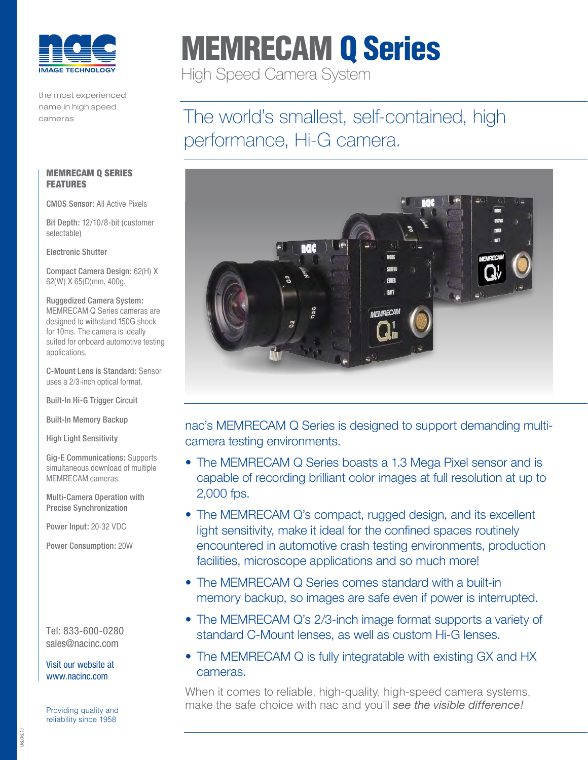nac IMAGE TECHNOLOGY

the most experienced name in high speed cameras

# MEMRECAM Q Series

High Speed Camera System

## The world's smallest, self-contained, high performance, Hi-G camera.

### MEMRECAM Q SERIES FEATURES

**CMOS Sensor:** All Active Pixels

**Bit Depth:** 12/10/8-bit (customer selectable)

**Electronic Shutter**

**Compact Camera Design:** 62(H) X 62(W) X 65(D)mm, 400g.

**Ruggedized Camera System:** MEMRECAM Q Series cameras are designed to withstand 150G shock for 10ms. The camera is ideally suited for onboard automotive testing applications.

**C-Mount Lens is Standard:** Sensor uses a 2/3-inch optical format.

**Built-In Hi-G Trigger Circuit**

**Built-In Memory Backup**

**High Light Sensitivity**

**Gig-E Communications:** Supports simultaneous download of multiple MEMRECAM cameras.

**Multi-Camera Operation with Precise Synchronization**

**Power Input:** 20-32 VDC

**Power Consumption:** 20W

Tel: 833-600-0280
sales@nacinc.com

Visit our website at www.nacinc.com

Providing quality and reliability since 1958

nac's MEMRECAM Q Series is designed to support demanding multi-camera testing environments.

- The MEMRECAM Q Series boasts a 1.3 Mega Pixel sensor and is capable of recording brilliant color images at full resolution at up to 2,000 fps.
- The MEMRECAM Q's compact, rugged design, and its excellent light sensitivity, make it ideal for the confined spaces routinely encountered in automotive crash testing environments, production facilities, microscope applications and so much more!
- The MEMRECAM Q Series comes standard with a built-in memory backup, so images are safe even if power is interrupted.
- The MEMRECAM Q's 2/3-inch image format supports a variety of standard C-Mount lenses, as well as custom Hi-G lenses.
- The MEMRECAM Q is fully integratable with existing GX and HX cameras.

When it comes to reliable, high-quality, high-speed camera systems, make the safe choice with nac and you'll *see the visible difference!*

06.06.17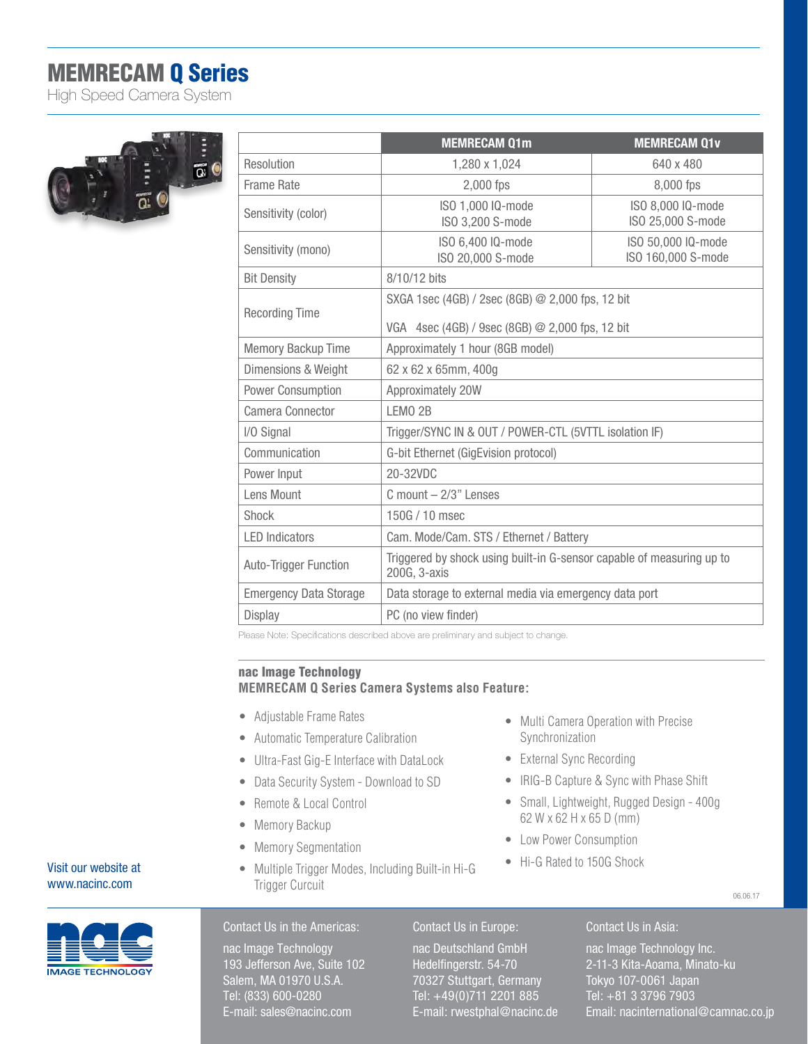# MEMRECAM Q Series

High Speed Camera System

| | MEMRECAM Q1m | MEMRECAM Q1v |
|---|---|---|
| Resolution | 1,280 x 1,024 | 640 x 480 |
| Frame Rate | 2,000 fps | 8,000 fps |
| Sensitivity (color) | ISO 1,000 IQ-mode<br>ISO 3,200 S-mode | ISO 8,000 IQ-mode<br>ISO 25,000 S-mode |
| Sensitivity (mono) | ISO 6,400 IQ-mode<br>ISO 20,000 S-mode | ISO 50,000 IQ-mode<br>ISO 160,000 S-mode |
| Bit Density | 8/10/12 bits | |
| Recording Time | SXGA 1sec (4GB) / 2sec (8GB) @ 2,000 fps, 12 bit<br>VGA 4sec (4GB) / 9sec (8GB) @ 2,000 fps, 12 bit | |
| Memory Backup Time | Approximately 1 hour (8GB model) | |
| Dimensions & Weight | 62 x 62 x 65mm, 400g | |
| Power Consumption | Approximately 20W | |
| Camera Connector | LEMO 2B | |
| I/O Signal | Trigger/SYNC IN & OUT / POWER-CTL (5VTTL isolation IF) | |
| Communication | G-bit Ethernet (GigEvision protocol) | |
| Power Input | 20-32VDC | |
| Lens Mount | C mount – 2/3" Lenses | |
| Shock | 150G / 10 msec | |
| LED Indicators | Cam. Mode/Cam. STS / Ethernet / Battery | |
| Auto-Trigger Function | Triggered by shock using built-in G-sensor capable of measuring up to 200G, 3-axis | |
| Emergency Data Storage | Data storage to external media via emergency data port | |
| Display | PC (no view finder) | |

Please Note: Specifications described above are preliminary and subject to change.

**nac Image Technology**
**MEMRECAM Q Series Camera Systems also Feature:**

- Adjustable Frame Rates
- Automatic Temperature Calibration
- Ultra-Fast Gig-E Interface with DataLock
- Data Security System - Download to SD
- Remote & Local Control
- Memory Backup
- Memory Segmentation
- Multiple Trigger Modes, Including Built-in Hi-G Trigger Curcuit
- Multi Camera Operation with Precise Synchronization
- External Sync Recording
- IRIG-B Capture & Sync with Phase Shift
- Small, Lightweight, Rugged Design - 400g 62 W x 62 H x 65 D (mm)
- Low Power Consumption
- Hi-G Rated to 150G Shock

Visit our website at
www.nacinc.com

06.06.17

nac IMAGE TECHNOLOGY

**Contact Us in the Americas:**

nac Image Technology
193 Jefferson Ave, Suite 102
Salem, MA 01970 U.S.A.
Tel: (833) 600-0280
E-mail: sales@nacinc.com

**Contact Us in Europe:**

nac Deutschland GmbH
Hedelfingerstr. 54-70
70327 Stuttgart, Germany
Tel: +49(0)711 2201 885
E-mail: rwestphal@nacinc.de

**Contact Us in Asia:**

nac Image Technology Inc.
2-11-3 Kita-Aoama, Minato-ku
Tokyo 107-0061 Japan
Tel: +81 3 3796 7903
Email: nacinternational@camnac.co.jp